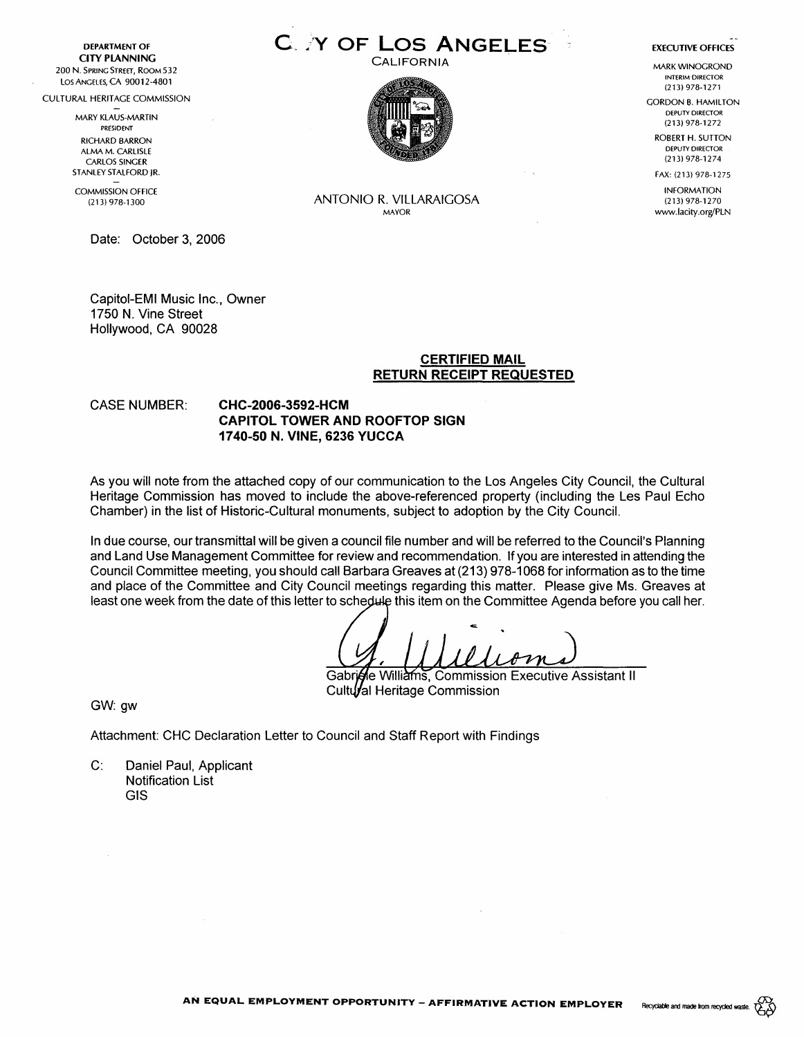DEPARTMENT OF
**CITY PLANNING**
200 N. SPRING STREET, ROOM 532
LOS ANGELES, CA 90012-4801

CULTURAL HERITAGE COMMISSION

MARY KLAUS-MARTIN
PRESIDENT
RICHARD BARRON
ALMA M. CARLISLE
CARLOS SINGER
STANLEY STALFORD JR.

COMMISSION OFFICE
(213) 978-1300

# CITY OF LOS ANGELES

CALIFORNIA

ANTONIO R. VILLARAIGOSA
MAYOR

**EXECUTIVE OFFICES**

MARK WINOGROND
INTERIM DIRECTOR
(213) 978-1271

GORDON B. HAMILTON
DEPUTY DIRECTOR
(213) 978-1272

ROBERT H. SUTTON
DEPUTY DIRECTOR
(213) 978-1274

FAX: (213) 978-1275

INFORMATION
(213) 978-1270
www.lacity.org/PLN

Date: October 3, 2006

Capitol-EMI Music Inc., Owner
1750 N. Vine Street
Hollywood, CA 90028

**CERTIFIED MAIL**
**RETURN RECEIPT REQUESTED**

CASE NUMBER: **CHC-2006-3592-HCM**
**CAPITOL TOWER AND ROOFTOP SIGN**
**1740-50 N. VINE, 6236 YUCCA**

As you will note from the attached copy of our communication to the Los Angeles City Council, the Cultural Heritage Commission has moved to include the above-referenced property (including the Les Paul Echo Chamber) in the list of Historic-Cultural monuments, subject to adoption by the City Council.

In due course, our transmittal will be given a council file number and will be referred to the Council's Planning and Land Use Management Committee for review and recommendation. If you are interested in attending the Council Committee meeting, you should call Barbara Greaves at (213) 978-1068 for information as to the time and place of the Committee and City Council meetings regarding this matter. Please give Ms. Greaves at least one week from the date of this letter to schedule this item on the Committee Agenda before you call her.

G. Williams
Gabrielle Williams, Commission Executive Assistant II
Cultural Heritage Commission

GW: gw

Attachment: CHC Declaration Letter to Council and Staff Report with Findings

C: Daniel Paul, Applicant
Notification List
GIS

AN EQUAL EMPLOYMENT OPPORTUNITY – AFFIRMATIVE ACTION EMPLOYER

Recyclable and made from recycled waste.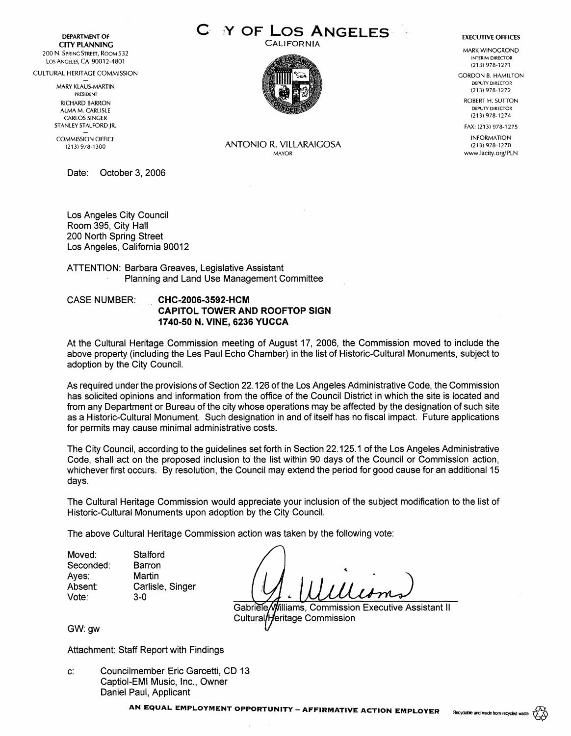**DEPARTMENT OF CITY PLANNING**
200 N. SPRING STREET, ROOM 532
LOS ANGELES, CA 90012-4801

CULTURAL HERITAGE COMMISSION

MARY KLAUS-MARTIN
PRESIDENT
RICHARD BARRON
ALMA M. CARLISLE
CARLOS SINGER
STANLEY STALFORD JR.

COMMISSION OFFICE
(213) 978-1300

# CITY OF LOS ANGELES

CALIFORNIA

ANTONIO R. VILLARAIGOSA
MAYOR

**EXECUTIVE OFFICES**

MARK WINOGROND
INTERIM DIRECTOR
(213) 978-1271

GORDON B. HAMILTON
DEPUTY DIRECTOR
(213) 978-1272

ROBERT H. SUTTON
DEPUTY DIRECTOR
(213) 978-1274

FAX: (213) 978-1275

INFORMATION
(213) 978-1270
www.lacity.org/PLN

Date: October 3, 2006

Los Angeles City Council
Room 395, City Hall
200 North Spring Street
Los Angeles, California 90012

ATTENTION: Barbara Greaves, Legislative Assistant
Planning and Land Use Management Committee

CASE NUMBER: **CHC-2006-3592-HCM**
**CAPITOL TOWER AND ROOFTOP SIGN**
**1740-50 N. VINE, 6236 YUCCA**

At the Cultural Heritage Commission meeting of August 17, 2006, the Commission moved to include the above property (including the Les Paul Echo Chamber) in the list of Historic-Cultural Monuments, subject to adoption by the City Council.

As required under the provisions of Section 22.126 of the Los Angeles Administrative Code, the Commission has solicited opinions and information from the office of the Council District in which the site is located and from any Department or Bureau of the city whose operations may be affected by the designation of such site as a Historic-Cultural Monument. Such designation in and of itself has no fiscal impact. Future applications for permits may cause minimal administrative costs.

The City Council, according to the guidelines set forth in Section 22.125.1 of the Los Angeles Administrative Code, shall act on the proposed inclusion to the list within 90 days of the Council or Commission action, whichever first occurs. By resolution, the Council may extend the period for good cause for an additional 15 days.

The Cultural Heritage Commission would appreciate your inclusion of the subject modification to the list of Historic-Cultural Monuments upon adoption by the City Council.

The above Cultural Heritage Commission action was taken by the following vote:

Moved: Stalford
Seconded: Barron
Ayes: Martin
Absent: Carlisle, Singer
Vote: 3-0

Gabriele Williams, Commission Executive Assistant II
Cultural Heritage Commission

GW: gw

Attachment: Staff Report with Findings

c: Councilmember Eric Garcetti, CD 13
Captiol-EMI Music, Inc., Owner
Daniel Paul, Applicant

AN EQUAL EMPLOYMENT OPPORTUNITY – AFFIRMATIVE ACTION EMPLOYER

Recyclable and made from recycled waste.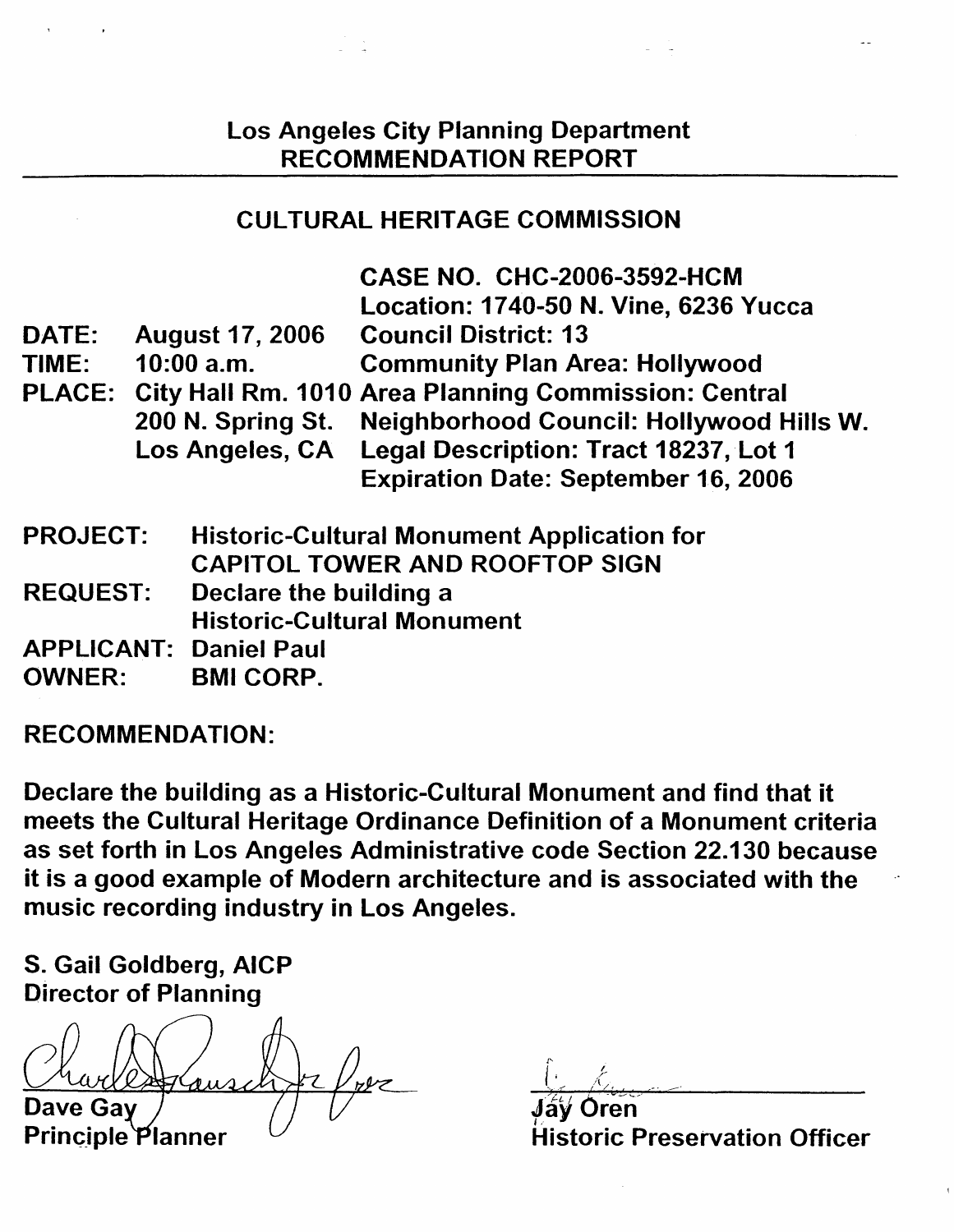# Los Angeles City Planning Department
# RECOMMENDATION REPORT

## CULTURAL HERITAGE COMMISSION

**CASE NO. CHC-2006-3592-HCM**
**Location: 1740-50 N. Vine, 6236 Yucca**

| | | |
|---|---|---|
| **DATE:** | **August 17, 2006** | **Council District: 13** |
| **TIME:** | **10:00 a.m.** | **Community Plan Area: Hollywood** |
| **PLACE:** | **City Hall Rm. 1010** | **Area Planning Commission: Central** |
| | **200 N. Spring St.** | **Neighborhood Council: Hollywood Hills W.** |
| | **Los Angeles, CA** | **Legal Description: Tract 18237, Lot 1** |
| | | **Expiration Date: September 16, 2006** |

**PROJECT:** **Historic-Cultural Monument Application for CAPITOL TOWER AND ROOFTOP SIGN**
**REQUEST:** **Declare the building a Historic-Cultural Monument**
**APPLICANT:** **Daniel Paul**
**OWNER:** **BMI CORP.**

**RECOMMENDATION:**

**Declare the building as a Historic-Cultural Monument and find that it meets the Cultural Heritage Ordinance Definition of a Monument criteria as set forth in Los Angeles Administrative code Section 22.130 because it is a good example of Modern architecture and is associated with the music recording industry in Los Angeles.**

**S. Gail Goldberg, AICP**
**Director of Planning**

**Dave Gay**
**Principle Planner**

**Jay Oren**
**Historic Preservation Officer**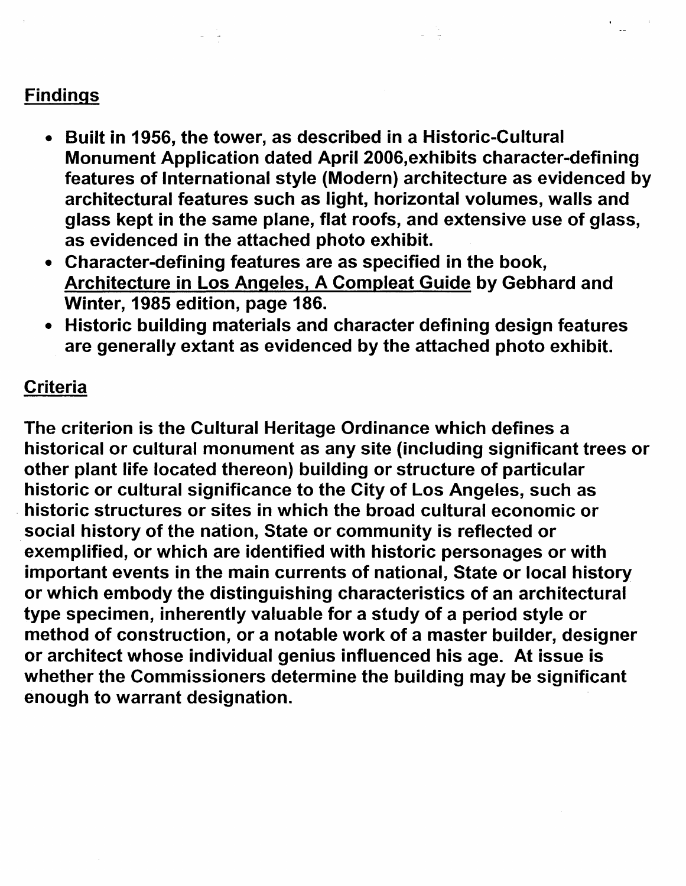## Findings

- Built in 1956, the tower, as described in a Historic-Cultural Monument Application dated April 2006,exhibits character-defining features of International style (Modern) architecture as evidenced by architectural features such as light, horizontal volumes, walls and glass kept in the same plane, flat roofs, and extensive use of glass, as evidenced in the attached photo exhibit.
- Character-defining features are as specified in the book, Architecture in Los Angeles, A Compleat Guide by Gebhard and Winter, 1985 edition, page 186.
- Historic building materials and character defining design features are generally extant as evidenced by the attached photo exhibit.

## Criteria

The criterion is the Cultural Heritage Ordinance which defines a historical or cultural monument as any site (including significant trees or other plant life located thereon) building or structure of particular historic or cultural significance to the City of Los Angeles, such as historic structures or sites in which the broad cultural economic or social history of the nation, State or community is reflected or exemplified, or which are identified with historic personages or with important events in the main currents of national, State or local history or which embody the distinguishing characteristics of an architectural type specimen, inherently valuable for a study of a period style or method of construction, or a notable work of a master builder, designer or architect whose individual genius influenced his age. At issue is whether the Commissioners determine the building may be significant enough to warrant designation.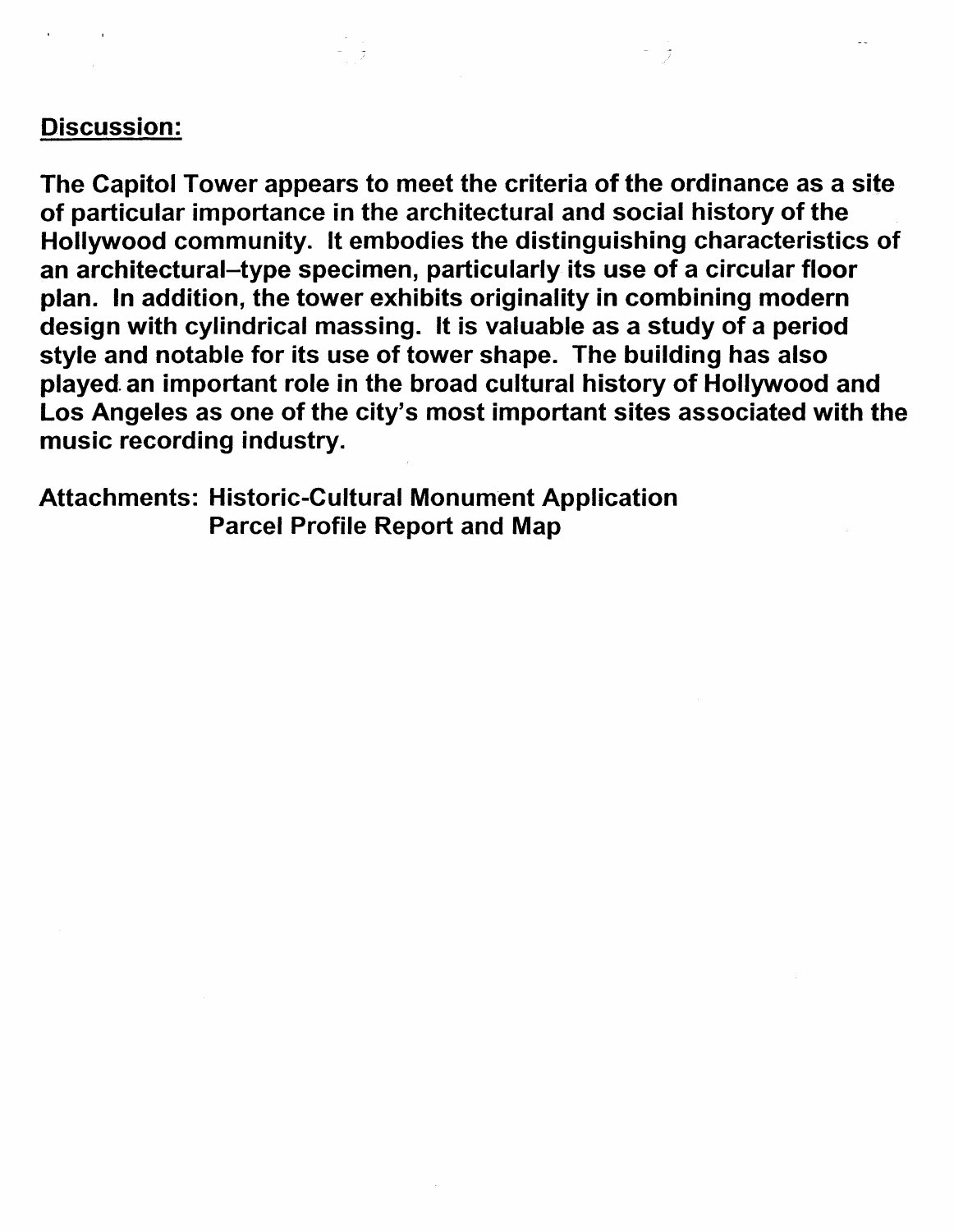## Discussion:

**The Capitol Tower appears to meet the criteria of the ordinance as a site of particular importance in the architectural and social history of the Hollywood community. It embodies the distinguishing characteristics of an architectural–type specimen, particularly its use of a circular floor plan. In addition, the tower exhibits originality in combining modern design with cylindrical massing. It is valuable as a study of a period style and notable for its use of tower shape. The building has also played an important role in the broad cultural history of Hollywood and Los Angeles as one of the city's most important sites associated with the music recording industry.**

**Attachments: Historic-Cultural Monument Application**
**Parcel Profile Report and Map**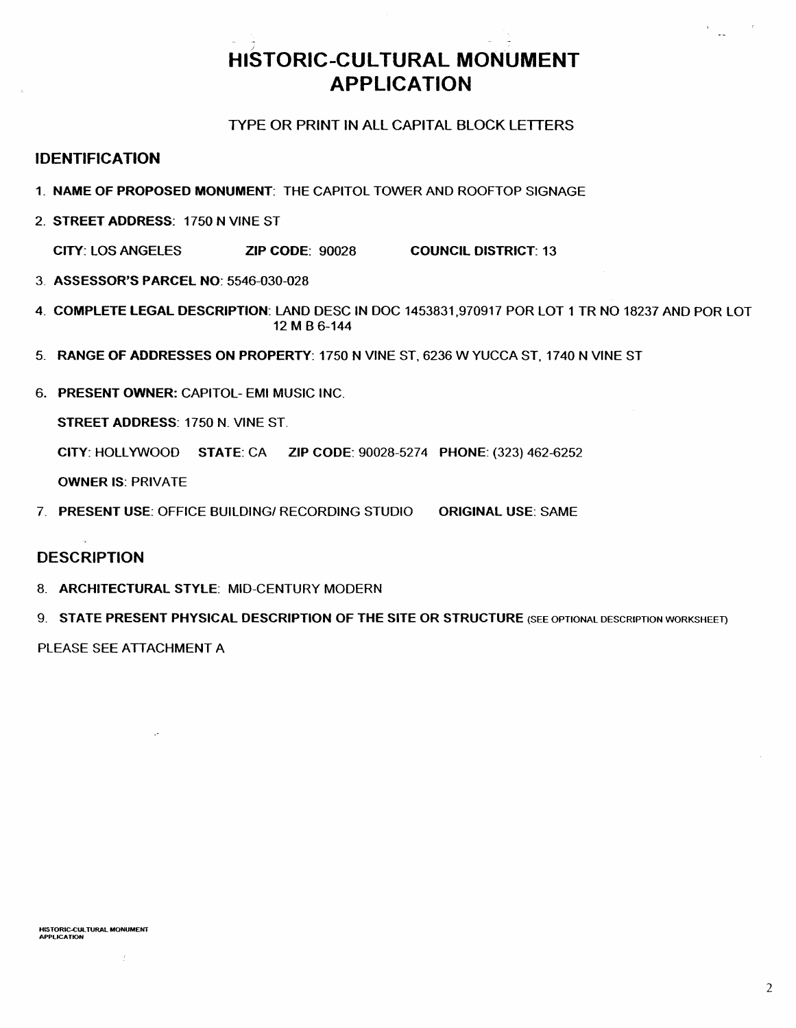# HISTORIC-CULTURAL MONUMENT APPLICATION

TYPE OR PRINT IN ALL CAPITAL BLOCK LETTERS

## IDENTIFICATION

1. **NAME OF PROPOSED MONUMENT**: THE CAPITOL TOWER AND ROOFTOP SIGNAGE

2. **STREET ADDRESS**: 1750 N VINE ST

   **CITY**: LOS ANGELES **ZIP CODE**: 90028 **COUNCIL DISTRICT**: 13

3. **ASSESSOR'S PARCEL NO**: 5546-030-028

4. **COMPLETE LEGAL DESCRIPTION**: LAND DESC IN DOC 1453831,970917 POR LOT 1 TR NO 18237 AND POR LOT 12 M B 6-144

5. **RANGE OF ADDRESSES ON PROPERTY**: 1750 N VINE ST, 6236 W YUCCA ST, 1740 N VINE ST

6. **PRESENT OWNER:** CAPITOL- EMI MUSIC INC.

   **STREET ADDRESS**: 1750 N. VINE ST.

   **CITY**: HOLLYWOOD **STATE**: CA **ZIP CODE**: 90028-5274 **PHONE**: (323) 462-6252

   **OWNER IS**: PRIVATE

7. **PRESENT USE**: OFFICE BUILDING/ RECORDING STUDIO **ORIGINAL USE**: SAME

## DESCRIPTION

8. **ARCHITECTURAL STYLE**: MID-CENTURY MODERN

9. **STATE PRESENT PHYSICAL DESCRIPTION OF THE SITE OR STRUCTURE** (SEE OPTIONAL DESCRIPTION WORKSHEET)

PLEASE SEE ATTACHMENT A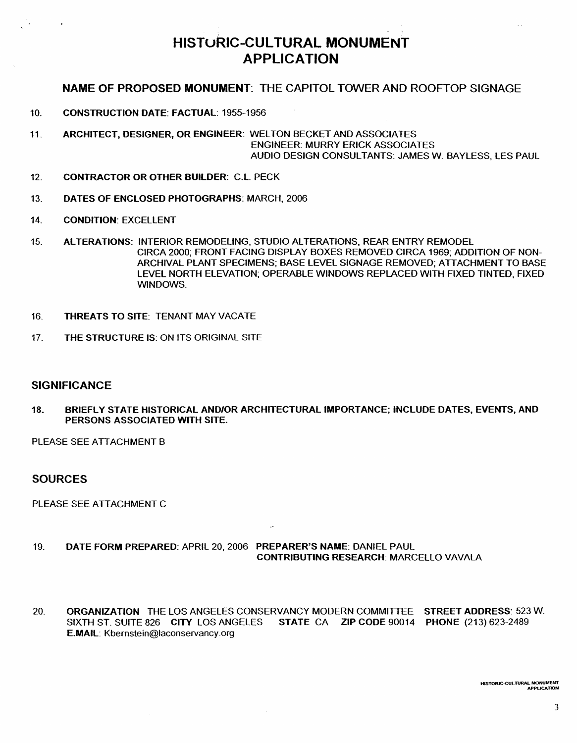# HISTORIC-CULTURAL MONUMENT APPLICATION

## NAME OF PROPOSED MONUMENT: THE CAPITOL TOWER AND ROOFTOP SIGNAGE

10. **CONSTRUCTION DATE: FACTUAL**: 1955-1956

11. **ARCHITECT, DESIGNER, OR ENGINEER**: WELTON BECKET AND ASSOCIATES
    ENGINEER: MURRY ERICK ASSOCIATES
    AUDIO DESIGN CONSULTANTS: JAMES W. BAYLESS, LES PAUL

12. **CONTRACTOR OR OTHER BUILDER**: C.L. PECK

13. **DATES OF ENCLOSED PHOTOGRAPHS**: MARCH, 2006

14. **CONDITION**: EXCELLENT

15. **ALTERATIONS**: INTERIOR REMODELING, STUDIO ALTERATIONS, REAR ENTRY REMODEL CIRCA 2000; FRONT FACING DISPLAY BOXES REMOVED CIRCA 1969; ADDITION OF NON-ARCHIVAL PLANT SPECIMENS; BASE LEVEL SIGNAGE REMOVED; ATTACHMENT TO BASE LEVEL NORTH ELEVATION; OPERABLE WINDOWS REPLACED WITH FIXED TINTED, FIXED WINDOWS.

16. **THREATS TO SITE**: TENANT MAY VACATE

17. **THE STRUCTURE IS**: ON ITS ORIGINAL SITE

## SIGNIFICANCE

18. **BRIEFLY STATE HISTORICAL AND/OR ARCHITECTURAL IMPORTANCE; INCLUDE DATES, EVENTS, AND PERSONS ASSOCIATED WITH SITE.**

PLEASE SEE ATTACHMENT B

## SOURCES

PLEASE SEE ATTACHMENT C

19. **DATE FORM PREPARED**: APRIL 20, 2006 **PREPARER'S NAME**: DANIEL PAUL
    **CONTRIBUTING RESEARCH**: MARCELLO VAVALA

20. **ORGANIZATION** THE LOS ANGELES CONSERVANCY MODERN COMMITTEE **STREET ADDRESS**: 523 W. SIXTH ST. SUITE 826 **CITY** LOS ANGELES **STATE** CA **ZIP CODE** 90014 **PHONE** (213) 623-2489 **E.MAIL**: Kbernstein@laconservancy.org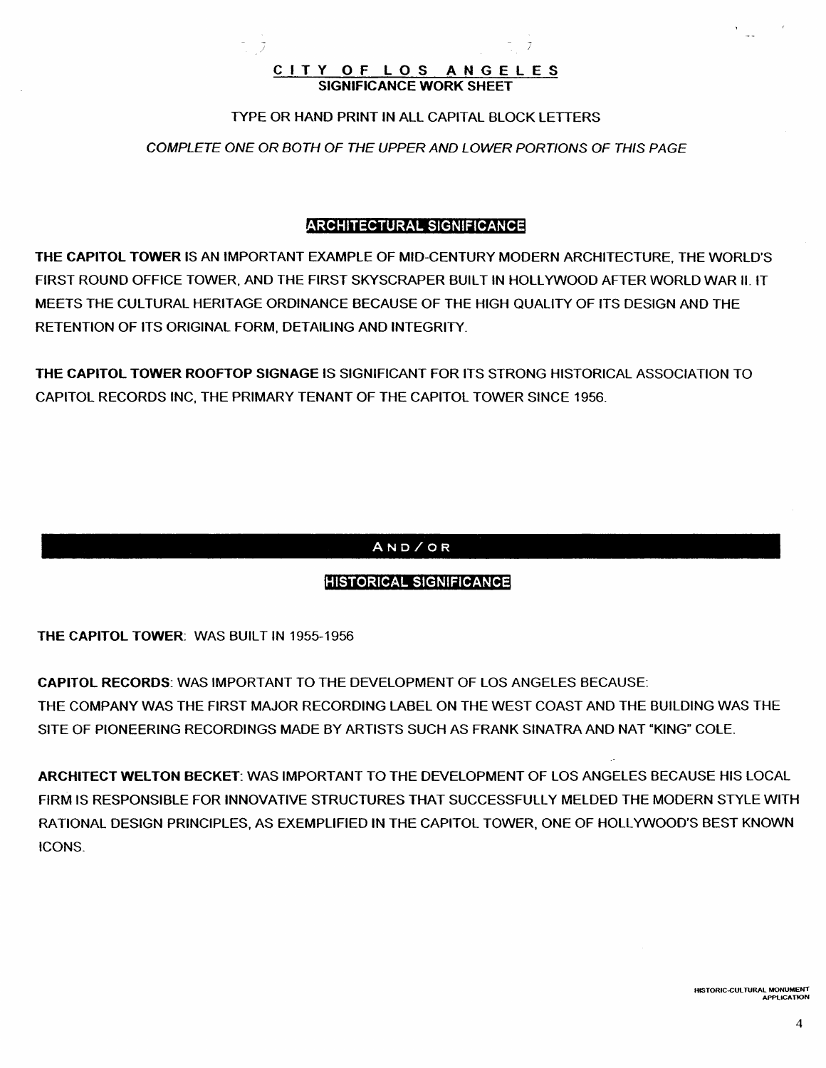# CITY OF LOS ANGELES

## SIGNIFICANCE WORK SHEET

TYPE OR HAND PRINT IN ALL CAPITAL BLOCK LETTERS

*COMPLETE ONE OR BOTH OF THE UPPER AND LOWER PORTIONS OF THIS PAGE*

### ARCHITECTURAL SIGNIFICANCE

**THE CAPITOL TOWER** IS AN IMPORTANT EXAMPLE OF MID-CENTURY MODERN ARCHITECTURE, THE WORLD'S FIRST ROUND OFFICE TOWER, AND THE FIRST SKYSCRAPER BUILT IN HOLLYWOOD AFTER WORLD WAR II. IT MEETS THE CULTURAL HERITAGE ORDINANCE BECAUSE OF THE HIGH QUALITY OF ITS DESIGN AND THE RETENTION OF ITS ORIGINAL FORM, DETAILING AND INTEGRITY.

**THE CAPITOL TOWER ROOFTOP SIGNAGE** IS SIGNIFICANT FOR ITS STRONG HISTORICAL ASSOCIATION TO CAPITOL RECORDS INC, THE PRIMARY TENANT OF THE CAPITOL TOWER SINCE 1956.

AND/OR

### HISTORICAL SIGNIFICANCE

**THE CAPITOL TOWER**: WAS BUILT IN 1955-1956

**CAPITOL RECORDS**: WAS IMPORTANT TO THE DEVELOPMENT OF LOS ANGELES BECAUSE:
THE COMPANY WAS THE FIRST MAJOR RECORDING LABEL ON THE WEST COAST AND THE BUILDING WAS THE SITE OF PIONEERING RECORDINGS MADE BY ARTISTS SUCH AS FRANK SINATRA AND NAT "KING" COLE.

**ARCHITECT WELTON BECKET**: WAS IMPORTANT TO THE DEVELOPMENT OF LOS ANGELES BECAUSE HIS LOCAL FIRM IS RESPONSIBLE FOR INNOVATIVE STRUCTURES THAT SUCCESSFULLY MELDED THE MODERN STYLE WITH RATIONAL DESIGN PRINCIPLES, AS EXEMPLIFIED IN THE CAPITOL TOWER, ONE OF HOLLYWOOD'S BEST KNOWN ICONS.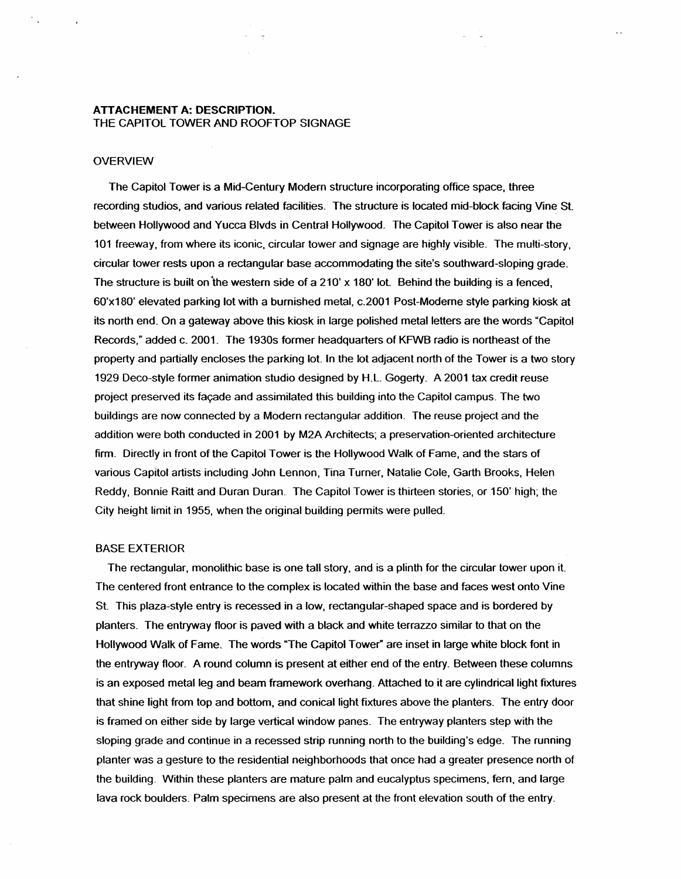**ATTACHEMENT A: DESCRIPTION.**
THE CAPITOL TOWER AND ROOFTOP SIGNAGE

OVERVIEW

The Capitol Tower is a Mid-Century Modern structure incorporating office space, three recording studios, and various related facilities. The structure is located mid-block facing Vine St. between Hollywood and Yucca Blvds in Central Hollywood. The Capitol Tower is also near the 101 freeway, from where its iconic, circular tower and signage are highly visible. The multi-story, circular tower rests upon a rectangular base accommodating the site's southward-sloping grade. The structure is built on the western side of a 210' x 180' lot. Behind the building is a fenced, 60'x180' elevated parking lot with a burnished metal, c.2001 Post-Moderne style parking kiosk at its north end. On a gateway above this kiosk in large polished metal letters are the words "Capitol Records," added c. 2001. The 1930s former headquarters of KFWB radio is northeast of the property and partially encloses the parking lot. In the lot adjacent north of the Tower is a two story 1929 Deco-style former animation studio designed by H.L. Gogerty. A 2001 tax credit reuse project preserved its façade and assimilated this building into the Capitol campus. The two buildings are now connected by a Modern rectangular addition. The reuse project and the addition were both conducted in 2001 by M2A Architects; a preservation-oriented architecture firm. Directly in front of the Capitol Tower is the Hollywood Walk of Fame, and the stars of various Capitol artists including John Lennon, Tina Turner, Natalie Cole, Garth Brooks, Helen Reddy, Bonnie Raitt and Duran Duran. The Capitol Tower is thirteen stories, or 150' high; the City height limit in 1955, when the original building permits were pulled.

BASE EXTERIOR

The rectangular, monolithic base is one tall story, and is a plinth for the circular tower upon it. The centered front entrance to the complex is located within the base and faces west onto Vine St. This plaza-style entry is recessed in a low, rectangular-shaped space and is bordered by planters. The entryway floor is paved with a black and white terrazzo similar to that on the Hollywood Walk of Fame. The words "The Capitol Tower" are inset in large white block font in the entryway floor. A round column is present at either end of the entry. Between these columns is an exposed metal leg and beam framework overhang. Attached to it are cylindrical light fixtures that shine light from top and bottom, and conical light fixtures above the planters. The entry door is framed on either side by large vertical window panes. The entryway planters step with the sloping grade and continue in a recessed strip running north to the building's edge. The running planter was a gesture to the residential neighborhoods that once had a greater presence north of the building. Within these planters are mature palm and eucalyptus specimens, fern, and large lava rock boulders. Palm specimens are also present at the front elevation south of the entry.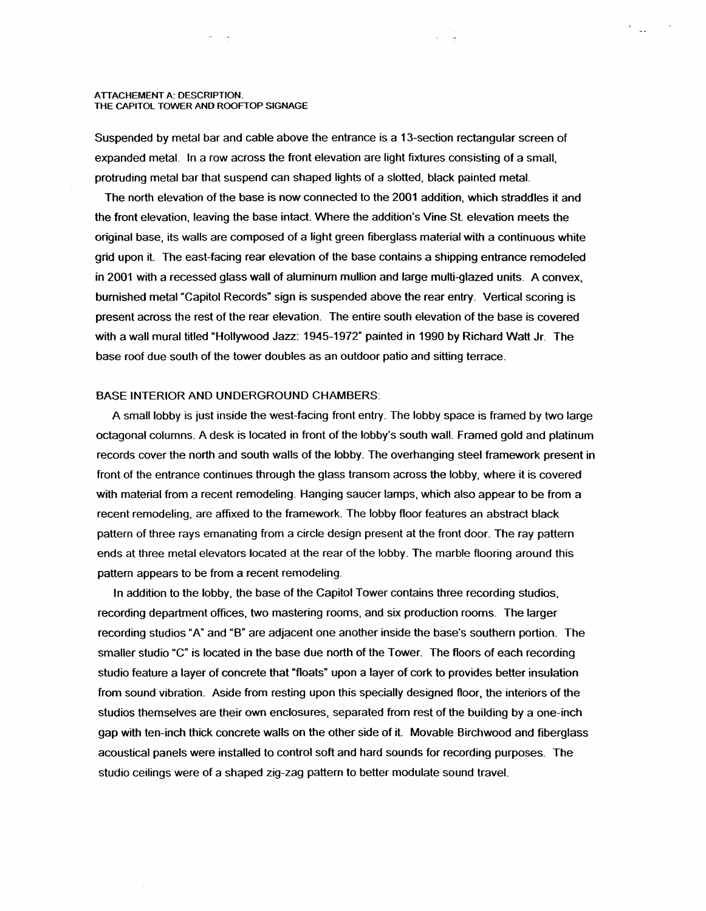ATTACHEMENT A: DESCRIPTION.
THE CAPITOL TOWER AND ROOFTOP SIGNAGE

Suspended by metal bar and cable above the entrance is a 13-section rectangular screen of expanded metal. In a row across the front elevation are light fixtures consisting of a small, protruding metal bar that suspend can shaped lights of a slotted, black painted metal.

The north elevation of the base is now connected to the 2001 addition, which straddles it and the front elevation, leaving the base intact. Where the addition's Vine St. elevation meets the original base, its walls are composed of a light green fiberglass material with a continuous white grid upon it. The east-facing rear elevation of the base contains a shipping entrance remodeled in 2001 with a recessed glass wall of aluminum mullion and large multi-glazed units. A convex, burnished metal "Capitol Records" sign is suspended above the rear entry. Vertical scoring is present across the rest of the rear elevation. The entire south elevation of the base is covered with a wall mural titled "Hollywood Jazz: 1945-1972" painted in 1990 by Richard Watt Jr. The base roof due south of the tower doubles as an outdoor patio and sitting terrace.

BASE INTERIOR AND UNDERGROUND CHAMBERS:

A small lobby is just inside the west-facing front entry. The lobby space is framed by two large octagonal columns. A desk is located in front of the lobby's south wall. Framed gold and platinum records cover the north and south walls of the lobby. The overhanging steel framework present in front of the entrance continues through the glass transom across the lobby, where it is covered with material from a recent remodeling. Hanging saucer lamps, which also appear to be from a recent remodeling, are affixed to the framework. The lobby floor features an abstract black pattern of three rays emanating from a circle design present at the front door. The ray pattern ends at three metal elevators located at the rear of the lobby. The marble flooring around this pattern appears to be from a recent remodeling.

In addition to the lobby, the base of the Capitol Tower contains three recording studios, recording department offices, two mastering rooms, and six production rooms. The larger recording studios "A" and "B" are adjacent one another inside the base's southern portion. The smaller studio "C" is located in the base due north of the Tower. The floors of each recording studio feature a layer of concrete that "floats" upon a layer of cork to provides better insulation from sound vibration. Aside from resting upon this specially designed floor, the interiors of the studios themselves are their own enclosures, separated from rest of the building by a one-inch gap with ten-inch thick concrete walls on the other side of it. Movable Birchwood and fiberglass acoustical panels were installed to control soft and hard sounds for recording purposes. The studio ceilings were of a shaped zig-zag pattern to better modulate sound travel.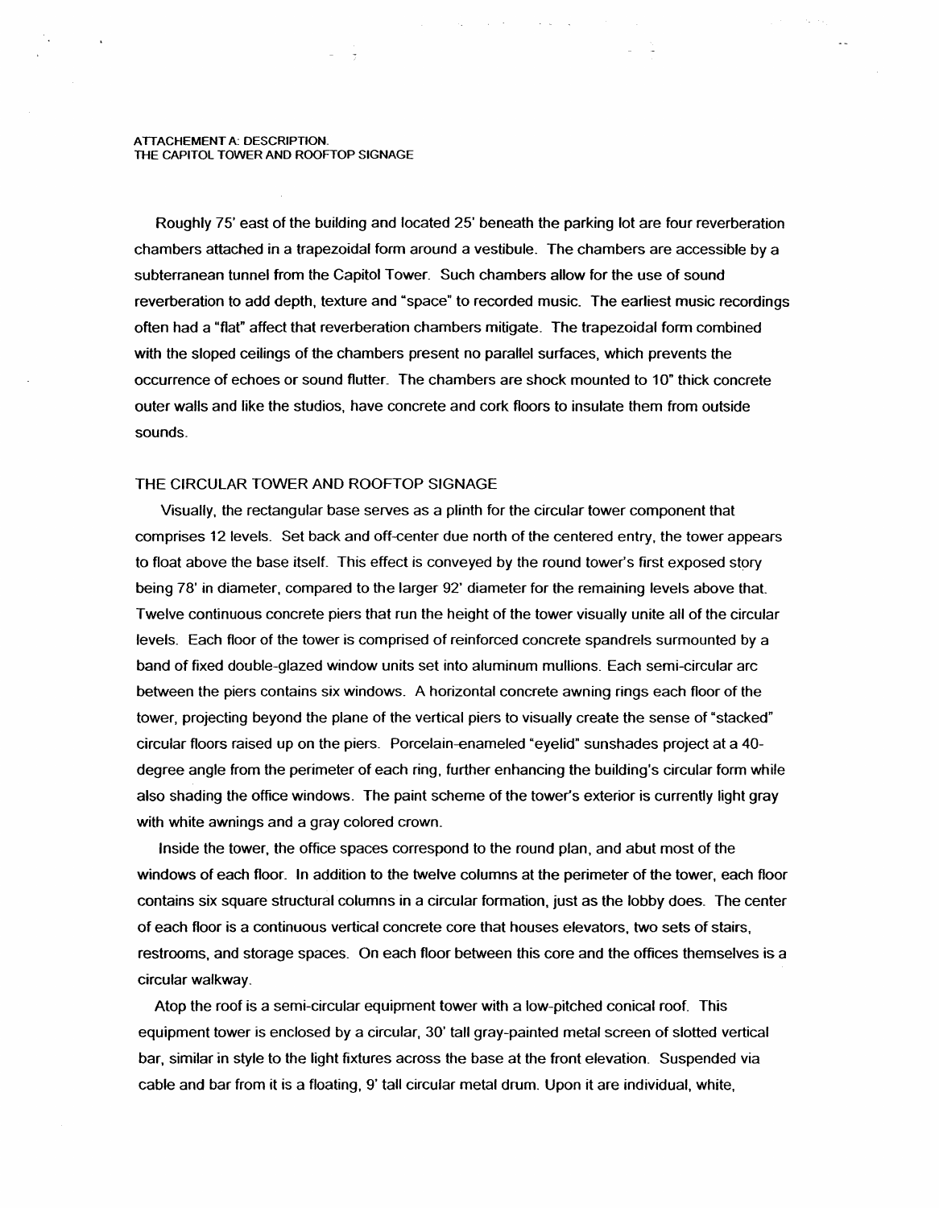ATTACHEMENT A: DESCRIPTION.
THE CAPITOL TOWER AND ROOFTOP SIGNAGE

Roughly 75' east of the building and located 25' beneath the parking lot are four reverberation chambers attached in a trapezoidal form around a vestibule. The chambers are accessible by a subterranean tunnel from the Capitol Tower. Such chambers allow for the use of sound reverberation to add depth, texture and "space" to recorded music. The earliest music recordings often had a "flat" affect that reverberation chambers mitigate. The trapezoidal form combined with the sloped ceilings of the chambers present no parallel surfaces, which prevents the occurrence of echoes or sound flutter. The chambers are shock mounted to 10" thick concrete outer walls and like the studios, have concrete and cork floors to insulate them from outside sounds.

## THE CIRCULAR TOWER AND ROOFTOP SIGNAGE

Visually, the rectangular base serves as a plinth for the circular tower component that comprises 12 levels. Set back and off-center due north of the centered entry, the tower appears to float above the base itself. This effect is conveyed by the round tower's first exposed story being 78' in diameter, compared to the larger 92' diameter for the remaining levels above that. Twelve continuous concrete piers that run the height of the tower visually unite all of the circular levels. Each floor of the tower is comprised of reinforced concrete spandrels surmounted by a band of fixed double-glazed window units set into aluminum mullions. Each semi-circular arc between the piers contains six windows. A horizontal concrete awning rings each floor of the tower, projecting beyond the plane of the vertical piers to visually create the sense of "stacked" circular floors raised up on the piers. Porcelain-enameled "eyelid" sunshades project at a 40-degree angle from the perimeter of each ring, further enhancing the building's circular form while also shading the office windows. The paint scheme of the tower's exterior is currently light gray with white awnings and a gray colored crown.

Inside the tower, the office spaces correspond to the round plan, and abut most of the windows of each floor. In addition to the twelve columns at the perimeter of the tower, each floor contains six square structural columns in a circular formation, just as the lobby does. The center of each floor is a continuous vertical concrete core that houses elevators, two sets of stairs, restrooms, and storage spaces. On each floor between this core and the offices themselves is a circular walkway.

Atop the roof is a semi-circular equipment tower with a low-pitched conical roof. This equipment tower is enclosed by a circular, 30' tall gray-painted metal screen of slotted vertical bar, similar in style to the light fixtures across the base at the front elevation. Suspended via cable and bar from it is a floating, 9' tall circular metal drum. Upon it are individual, white,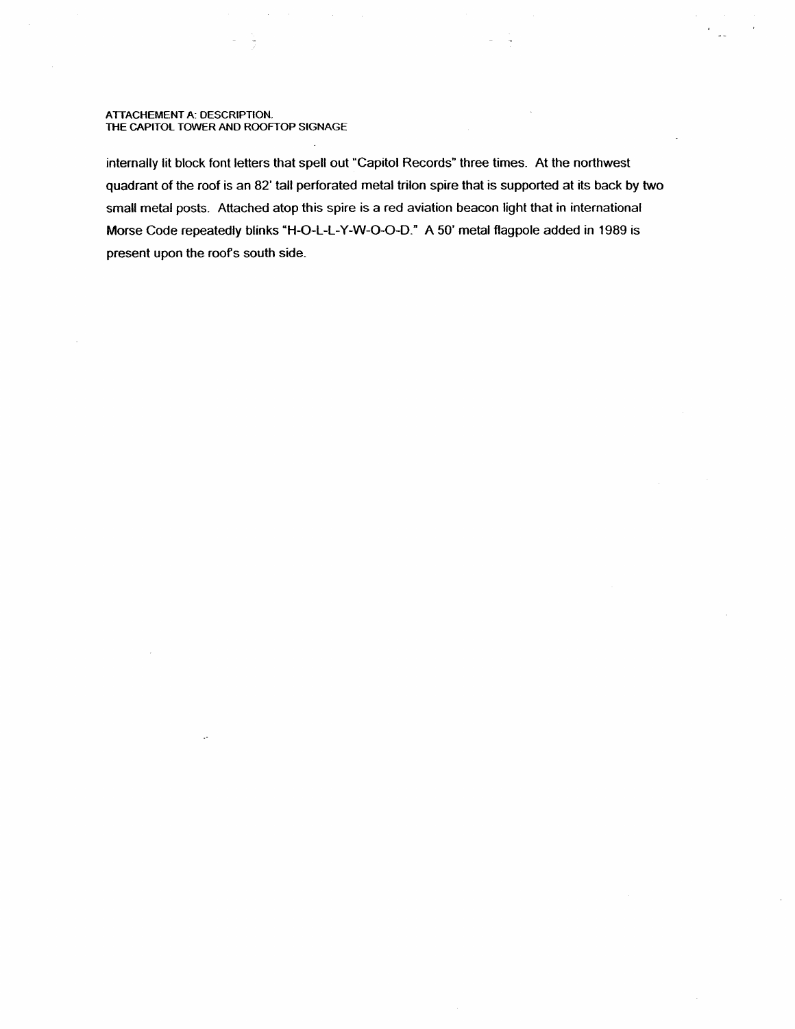ATTACHEMENT A: DESCRIPTION.
THE CAPITOL TOWER AND ROOFTOP SIGNAGE

internally lit block font letters that spell out "Capitol Records" three times. At the northwest quadrant of the roof is an 82' tall perforated metal trilon spire that is supported at its back by two small metal posts. Attached atop this spire is a red aviation beacon light that in international Morse Code repeatedly blinks "H-O-L-L-Y-W-O-O-D." A 50' metal flagpole added in 1989 is present upon the roof's south side.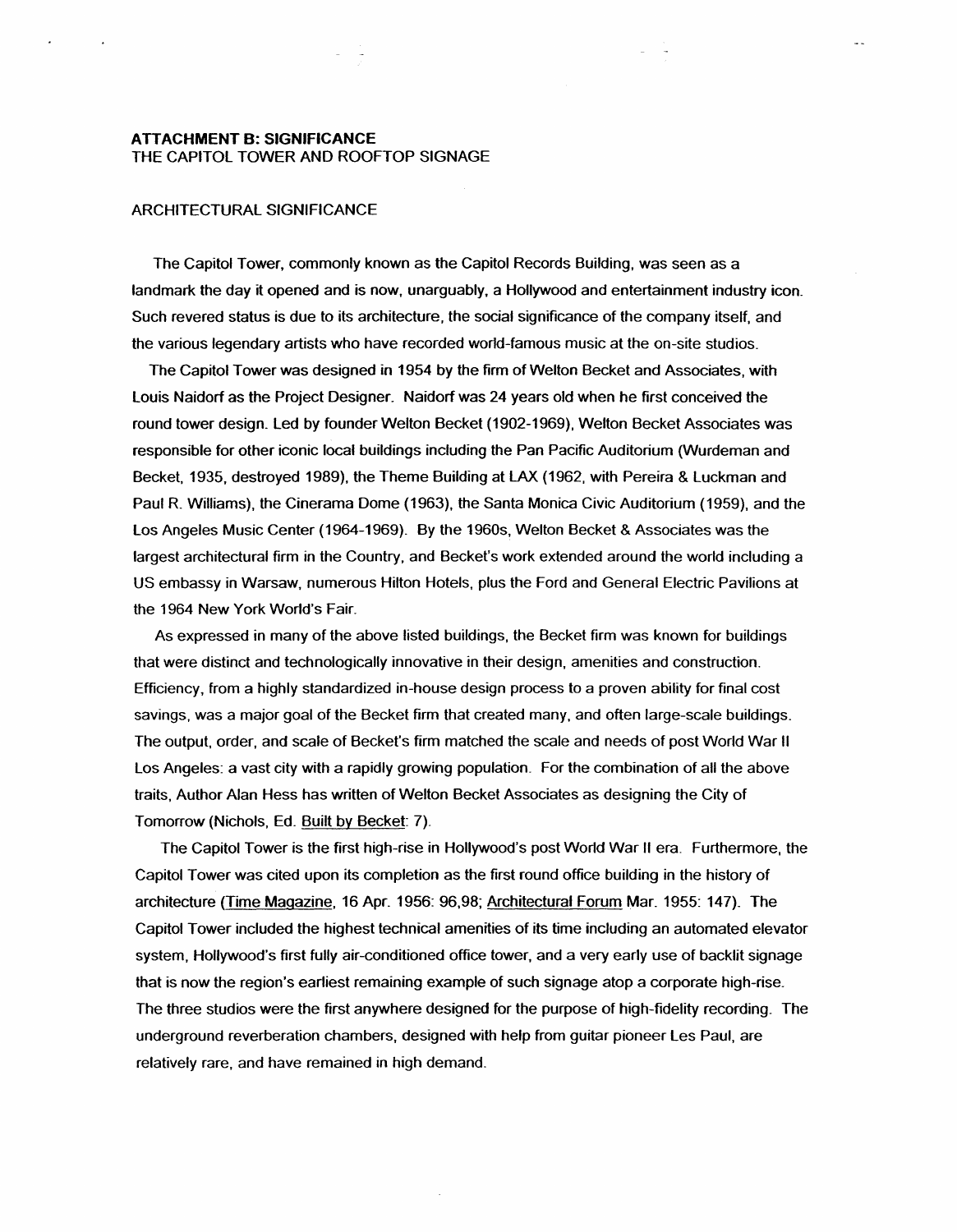**ATTACHMENT B: SIGNIFICANCE**
THE CAPITOL TOWER AND ROOFTOP SIGNAGE

ARCHITECTURAL SIGNIFICANCE

The Capitol Tower, commonly known as the Capitol Records Building, was seen as a landmark the day it opened and is now, unarguably, a Hollywood and entertainment industry icon. Such revered status is due to its architecture, the social significance of the company itself, and the various legendary artists who have recorded world-famous music at the on-site studios.

The Capitol Tower was designed in 1954 by the firm of Welton Becket and Associates, with Louis Naidorf as the Project Designer. Naidorf was 24 years old when he first conceived the round tower design. Led by founder Welton Becket (1902-1969), Welton Becket Associates was responsible for other iconic local buildings including the Pan Pacific Auditorium (Wurdeman and Becket, 1935, destroyed 1989), the Theme Building at LAX (1962, with Pereira & Luckman and Paul R. Williams), the Cinerama Dome (1963), the Santa Monica Civic Auditorium (1959), and the Los Angeles Music Center (1964-1969). By the 1960s, Welton Becket & Associates was the largest architectural firm in the Country, and Becket's work extended around the world including a US embassy in Warsaw, numerous Hilton Hotels, plus the Ford and General Electric Pavilions at the 1964 New York World's Fair.

As expressed in many of the above listed buildings, the Becket firm was known for buildings that were distinct and technologically innovative in their design, amenities and construction. Efficiency, from a highly standardized in-house design process to a proven ability for final cost savings, was a major goal of the Becket firm that created many, and often large-scale buildings. The output, order, and scale of Becket's firm matched the scale and needs of post World War II Los Angeles: a vast city with a rapidly growing population. For the combination of all the above traits, Author Alan Hess has written of Welton Becket Associates as designing the City of Tomorrow (Nichols, Ed. Built by Becket: 7).

The Capitol Tower is the first high-rise in Hollywood's post World War II era. Furthermore, the Capitol Tower was cited upon its completion as the first round office building in the history of architecture (Time Magazine, 16 Apr. 1956: 96,98; Architectural Forum Mar. 1955: 147). The Capitol Tower included the highest technical amenities of its time including an automated elevator system, Hollywood's first fully air-conditioned office tower, and a very early use of backlit signage that is now the region's earliest remaining example of such signage atop a corporate high-rise. The three studios were the first anywhere designed for the purpose of high-fidelity recording. The underground reverberation chambers, designed with help from guitar pioneer Les Paul, are relatively rare, and have remained in high demand.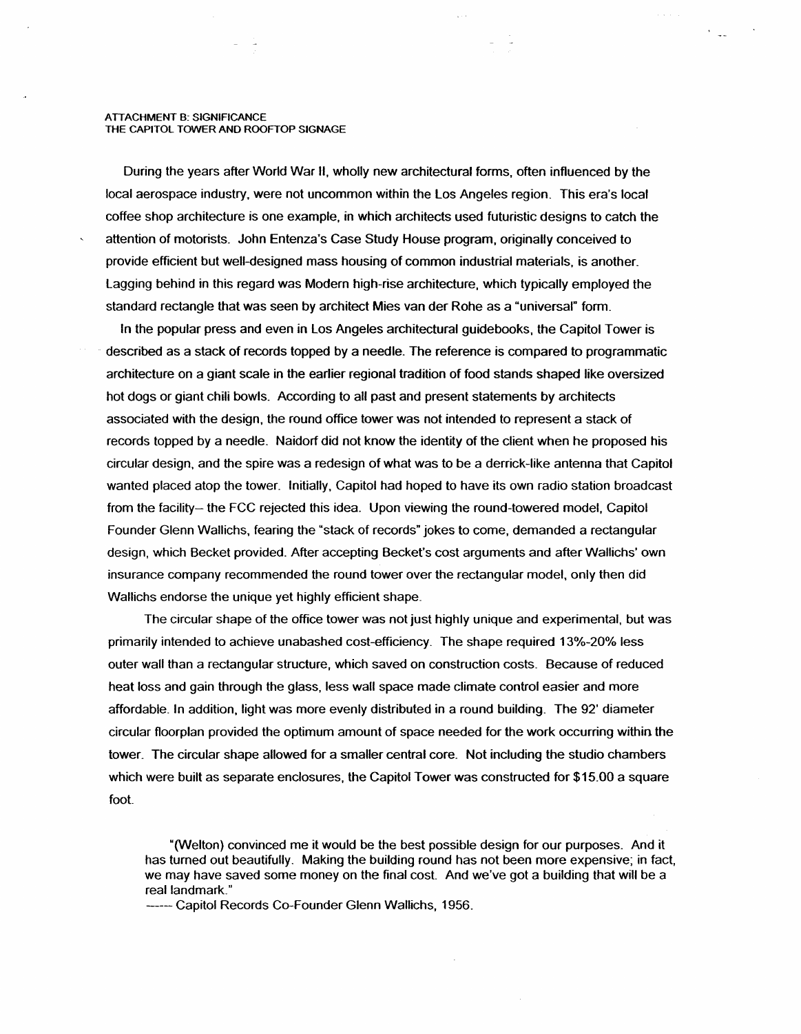ATTACHMENT B: SIGNIFICANCE
THE CAPITOL TOWER AND ROOFTOP SIGNAGE

During the years after World War II, wholly new architectural forms, often influenced by the local aerospace industry, were not uncommon within the Los Angeles region. This era's local coffee shop architecture is one example, in which architects used futuristic designs to catch the attention of motorists. John Entenza's Case Study House program, originally conceived to provide efficient but well-designed mass housing of common industrial materials, is another. Lagging behind in this regard was Modern high-rise architecture, which typically employed the standard rectangle that was seen by architect Mies van der Rohe as a "universal" form.

In the popular press and even in Los Angeles architectural guidebooks, the Capitol Tower is described as a stack of records topped by a needle. The reference is compared to programmatic architecture on a giant scale in the earlier regional tradition of food stands shaped like oversized hot dogs or giant chili bowls. According to all past and present statements by architects associated with the design, the round office tower was not intended to represent a stack of records topped by a needle. Naidorf did not know the identity of the client when he proposed his circular design, and the spire was a redesign of what was to be a derrick-like antenna that Capitol wanted placed atop the tower. Initially, Capitol had hoped to have its own radio station broadcast from the facility-- the FCC rejected this idea. Upon viewing the round-towered model, Capitol Founder Glenn Wallichs, fearing the "stack of records" jokes to come, demanded a rectangular design, which Becket provided. After accepting Becket's cost arguments and after Wallichs' own insurance company recommended the round tower over the rectangular model, only then did Wallichs endorse the unique yet highly efficient shape.

The circular shape of the office tower was not just highly unique and experimental, but was primarily intended to achieve unabashed cost-efficiency. The shape required 13%-20% less outer wall than a rectangular structure, which saved on construction costs. Because of reduced heat loss and gain through the glass, less wall space made climate control easier and more affordable. In addition, light was more evenly distributed in a round building. The 92' diameter circular floorplan provided the optimum amount of space needed for the work occurring within the tower. The circular shape allowed for a smaller central core. Not including the studio chambers which were built as separate enclosures, the Capitol Tower was constructed for $15.00 a square foot.

> "(Welton) convinced me it would be the best possible design for our purposes. And it has turned out beautifully. Making the building round has not been more expensive; in fact, we may have saved some money on the final cost. And we've got a building that will be a real landmark."
>
> ------ Capitol Records Co-Founder Glenn Wallichs, 1956.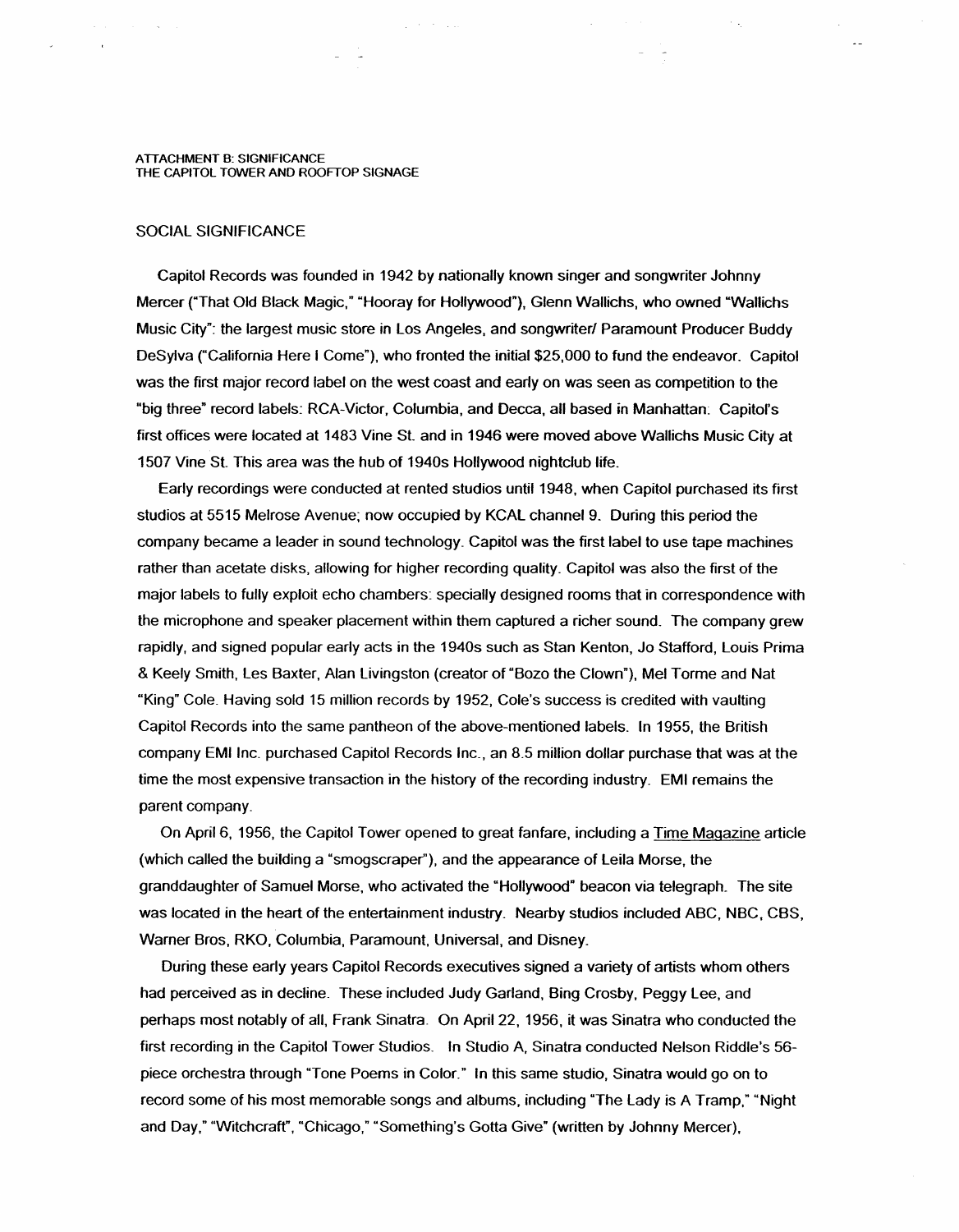ATTACHMENT B: SIGNIFICANCE
THE CAPITOL TOWER AND ROOFTOP SIGNAGE

## SOCIAL SIGNIFICANCE

Capitol Records was founded in 1942 by nationally known singer and songwriter Johnny Mercer ("That Old Black Magic," "Hooray for Hollywood"), Glenn Wallichs, who owned "Wallichs Music City": the largest music store in Los Angeles, and songwriter/ Paramount Producer Buddy DeSylva ("California Here I Come"), who fronted the initial $25,000 to fund the endeavor. Capitol was the first major record label on the west coast and early on was seen as competition to the "big three" record labels: RCA-Victor, Columbia, and Decca, all based in Manhattan. Capitol's first offices were located at 1483 Vine St. and in 1946 were moved above Wallichs Music City at 1507 Vine St. This area was the hub of 1940s Hollywood nightclub life.

Early recordings were conducted at rented studios until 1948, when Capitol purchased its first studios at 5515 Melrose Avenue; now occupied by KCAL channel 9. During this period the company became a leader in sound technology. Capitol was the first label to use tape machines rather than acetate disks, allowing for higher recording quality. Capitol was also the first of the major labels to fully exploit echo chambers: specially designed rooms that in correspondence with the microphone and speaker placement within them captured a richer sound. The company grew rapidly, and signed popular early acts in the 1940s such as Stan Kenton, Jo Stafford, Louis Prima & Keely Smith, Les Baxter, Alan Livingston (creator of "Bozo the Clown"), Mel Torme and Nat "King" Cole. Having sold 15 million records by 1952, Cole's success is credited with vaulting Capitol Records into the same pantheon of the above-mentioned labels. In 1955, the British company EMI Inc. purchased Capitol Records Inc., an 8.5 million dollar purchase that was at the time the most expensive transaction in the history of the recording industry. EMI remains the parent company.

On April 6, 1956, the Capitol Tower opened to great fanfare, including a Time Magazine article (which called the building a "smogscraper"), and the appearance of Leila Morse, the granddaughter of Samuel Morse, who activated the "Hollywood" beacon via telegraph. The site was located in the heart of the entertainment industry. Nearby studios included ABC, NBC, CBS, Warner Bros, RKO, Columbia, Paramount, Universal, and Disney.

During these early years Capitol Records executives signed a variety of artists whom others had perceived as in decline. These included Judy Garland, Bing Crosby, Peggy Lee, and perhaps most notably of all, Frank Sinatra. On April 22, 1956, it was Sinatra who conducted the first recording in the Capitol Tower Studios. In Studio A, Sinatra conducted Nelson Riddle's 56-piece orchestra through "Tone Poems in Color." In this same studio, Sinatra would go on to record some of his most memorable songs and albums, including "The Lady is A Tramp," "Night and Day," "Witchcraft", "Chicago," "Something's Gotta Give" (written by Johnny Mercer),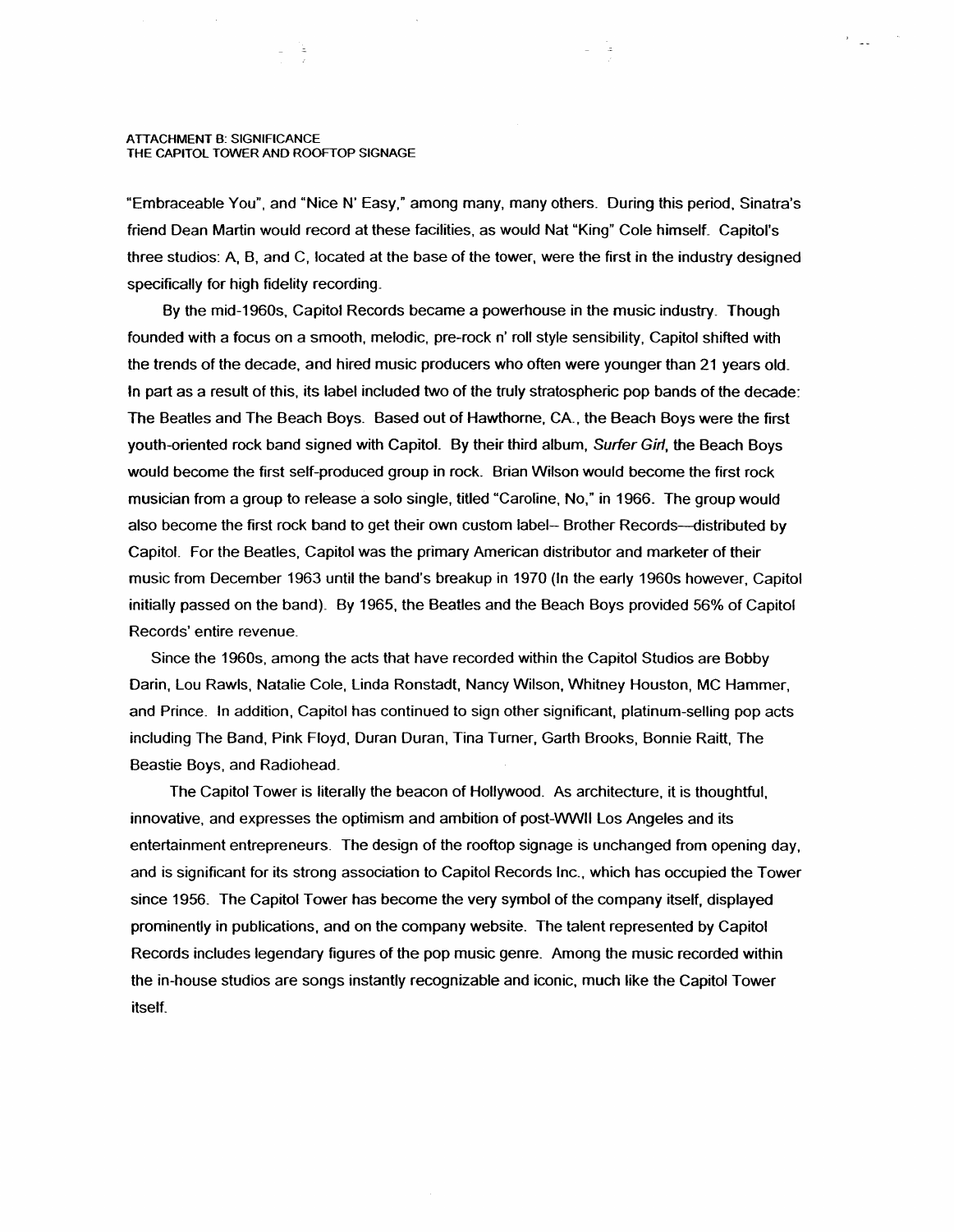"Embraceable You", and "Nice N' Easy," among many, many others. During this period, Sinatra's friend Dean Martin would record at these facilities, as would Nat "King" Cole himself. Capitol's three studios: A, B, and C, located at the base of the tower, were the first in the industry designed specifically for high fidelity recording.

By the mid-1960s, Capitol Records became a powerhouse in the music industry. Though founded with a focus on a smooth, melodic, pre-rock n' roll style sensibility, Capitol shifted with the trends of the decade, and hired music producers who often were younger than 21 years old. In part as a result of this, its label included two of the truly stratospheric pop bands of the decade: The Beatles and The Beach Boys. Based out of Hawthorne, CA., the Beach Boys were the first youth-oriented rock band signed with Capitol. By their third album, *Surfer Girl*, the Beach Boys would become the first self-produced group in rock. Brian Wilson would become the first rock musician from a group to release a solo single, titled "Caroline, No," in 1966. The group would also become the first rock band to get their own custom label-- Brother Records—distributed by Capitol. For the Beatles, Capitol was the primary American distributor and marketer of their music from December 1963 until the band's breakup in 1970 (In the early 1960s however, Capitol initially passed on the band). By 1965, the Beatles and the Beach Boys provided 56% of Capitol Records' entire revenue.

Since the 1960s, among the acts that have recorded within the Capitol Studios are Bobby Darin, Lou Rawls, Natalie Cole, Linda Ronstadt, Nancy Wilson, Whitney Houston, MC Hammer, and Prince. In addition, Capitol has continued to sign other significant, platinum-selling pop acts including The Band, Pink Floyd, Duran Duran, Tina Turner, Garth Brooks, Bonnie Raitt, The Beastie Boys, and Radiohead.

The Capitol Tower is literally the beacon of Hollywood. As architecture, it is thoughtful, innovative, and expresses the optimism and ambition of post-WWII Los Angeles and its entertainment entrepreneurs. The design of the rooftop signage is unchanged from opening day, and is significant for its strong association to Capitol Records Inc., which has occupied the Tower since 1956. The Capitol Tower has become the very symbol of the company itself, displayed prominently in publications, and on the company website. The talent represented by Capitol Records includes legendary figures of the pop music genre. Among the music recorded within the in-house studios are songs instantly recognizable and iconic, much like the Capitol Tower itself.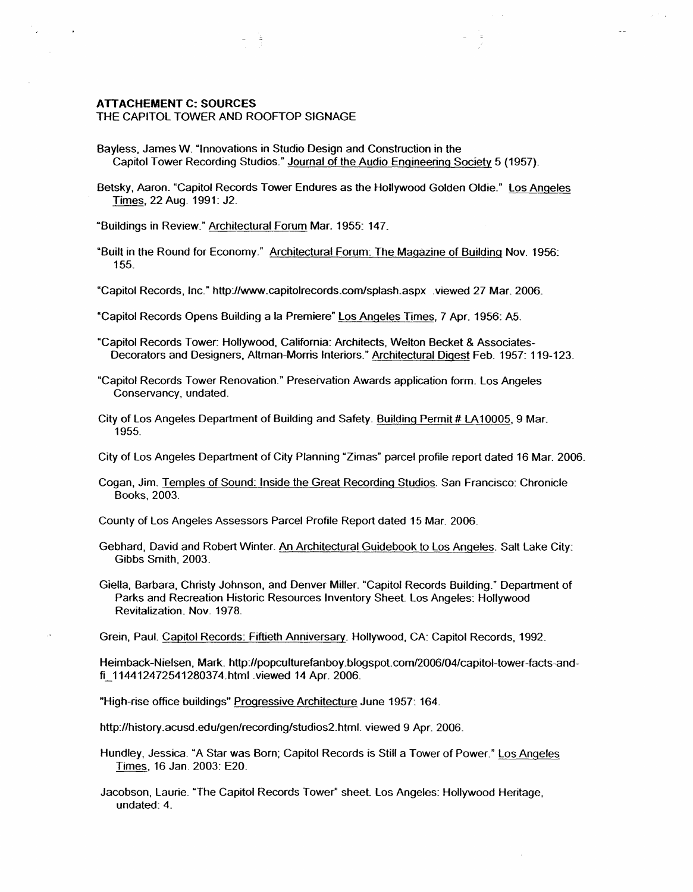**ATTACHEMENT C: SOURCES**
THE CAPITOL TOWER AND ROOFTOP SIGNAGE

Bayless, James W. "Innovations in Studio Design and Construction in the Capitol Tower Recording Studios." Journal of the Audio Engineering Society 5 (1957).

Betsky, Aaron. "Capitol Records Tower Endures as the Hollywood Golden Oldie." Los Angeles Times, 22 Aug. 1991: J2.

"Buildings in Review." Architectural Forum Mar. 1955: 147.

"Built in the Round for Economy." Architectural Forum: The Magazine of Building Nov. 1956: 155.

"Capitol Records, Inc." http://www.capitolrecords.com/splash.aspx .viewed 27 Mar. 2006.

"Capitol Records Opens Building a la Premiere" Los Angeles Times, 7 Apr. 1956: A5.

"Capitol Records Tower: Hollywood, California: Architects, Welton Becket & Associates- Decorators and Designers, Altman-Morris Interiors." Architectural Digest Feb. 1957: 119-123.

"Capitol Records Tower Renovation." Preservation Awards application form. Los Angeles Conservancy, undated.

City of Los Angeles Department of Building and Safety. Building Permit # LA10005, 9 Mar. 1955.

City of Los Angeles Department of City Planning "Zimas" parcel profile report dated 16 Mar. 2006.

Cogan, Jim. Temples of Sound: Inside the Great Recording Studios. San Francisco: Chronicle Books, 2003.

County of Los Angeles Assessors Parcel Profile Report dated 15 Mar. 2006.

Gebhard, David and Robert Winter. An Architectural Guidebook to Los Angeles. Salt Lake City: Gibbs Smith, 2003.

Giella, Barbara, Christy Johnson, and Denver Miller. "Capitol Records Building." Department of Parks and Recreation Historic Resources Inventory Sheet. Los Angeles: Hollywood Revitalization. Nov. 1978.

Grein, Paul. Capitol Records: Fiftieth Anniversary. Hollywood, CA: Capitol Records, 1992.

Heimback-Nielsen, Mark. http://popculturefanboy.blogspot.com/2006/04/capitol-tower-facts-and-fi_114412472541280374.html .viewed 14 Apr. 2006.

"High-rise office buildings" Progressive Architecture June 1957: 164.

http://history.acusd.edu/gen/recording/studios2.html. viewed 9 Apr. 2006.

Hundley, Jessica. "A Star was Born; Capitol Records is Still a Tower of Power." Los Angeles Times, 16 Jan. 2003: E20.

Jacobson, Laurie. "The Capitol Records Tower" sheet. Los Angeles: Hollywood Heritage, undated: 4.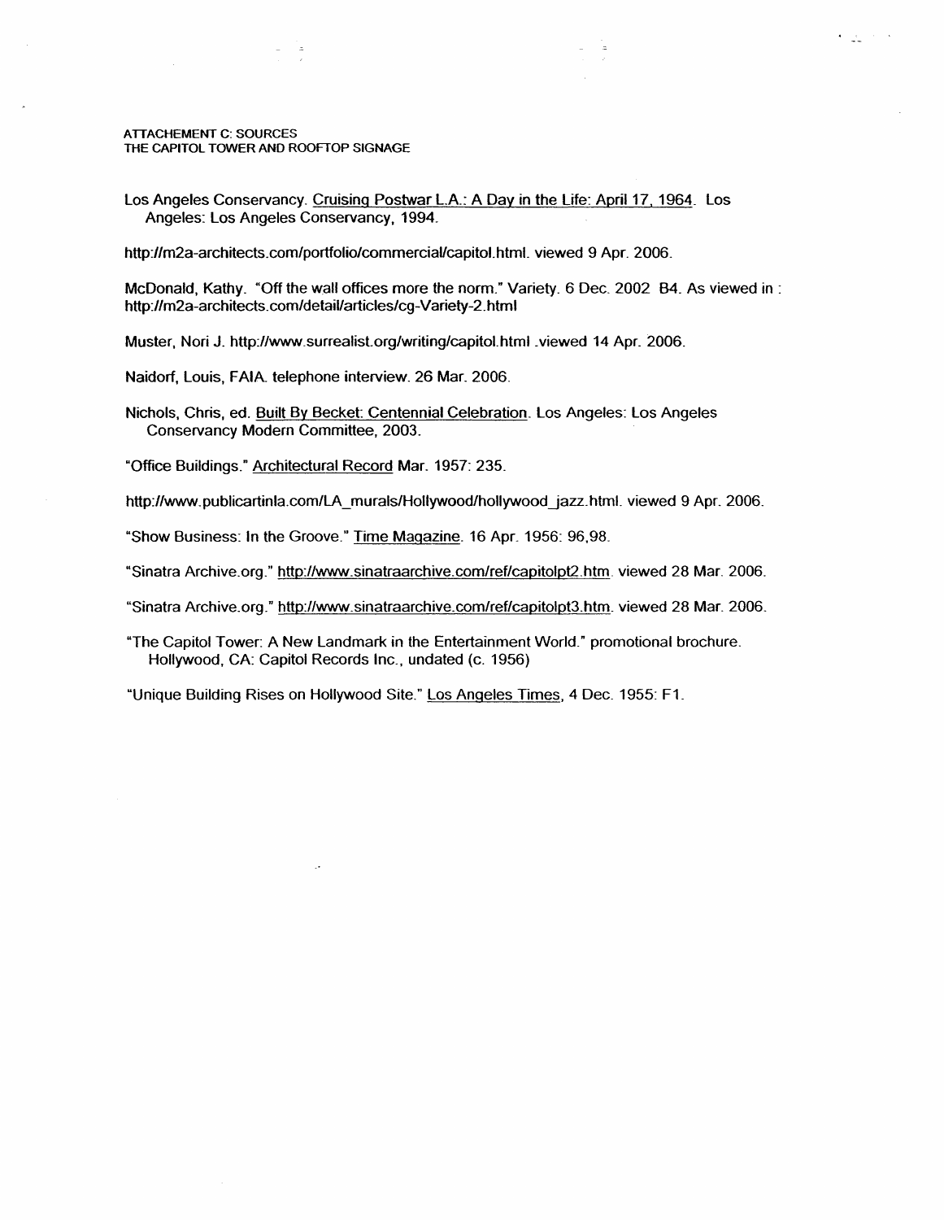ATTACHEMENT C: SOURCES
THE CAPITOL TOWER AND ROOFTOP SIGNAGE

Los Angeles Conservancy. Cruising Postwar L.A.: A Day in the Life: April 17, 1964. Los Angeles: Los Angeles Conservancy, 1994.

http://m2a-architects.com/portfolio/commercial/capitol.html. viewed 9 Apr. 2006.

McDonald, Kathy. "Off the wall offices more the norm." Variety. 6 Dec. 2002 B4. As viewed in : http://m2a-architects.com/detail/articles/cg-Variety-2.html

Muster, Nori J. http://www.surrealist.org/writing/capitol.html .viewed 14 Apr. 2006.

Naidorf, Louis, FAIA. telephone interview. 26 Mar. 2006.

Nichols, Chris, ed. Built By Becket: Centennial Celebration. Los Angeles: Los Angeles Conservancy Modern Committee, 2003.

"Office Buildings." Architectural Record Mar. 1957: 235.

http://www.publicartinla.com/LA_murals/Hollywood/hollywood_jazz.html. viewed 9 Apr. 2006.

"Show Business: In the Groove." Time Magazine. 16 Apr. 1956: 96,98.

"Sinatra Archive.org." http://www.sinatraarchive.com/ref/capitolpt2.htm. viewed 28 Mar. 2006.

"Sinatra Archive.org." http://www.sinatraarchive.com/ref/capitolpt3.htm. viewed 28 Mar. 2006.

"The Capitol Tower: A New Landmark in the Entertainment World." promotional brochure. Hollywood, CA: Capitol Records Inc., undated (c. 1956)

"Unique Building Rises on Hollywood Site." Los Angeles Times, 4 Dec. 1955: F1.